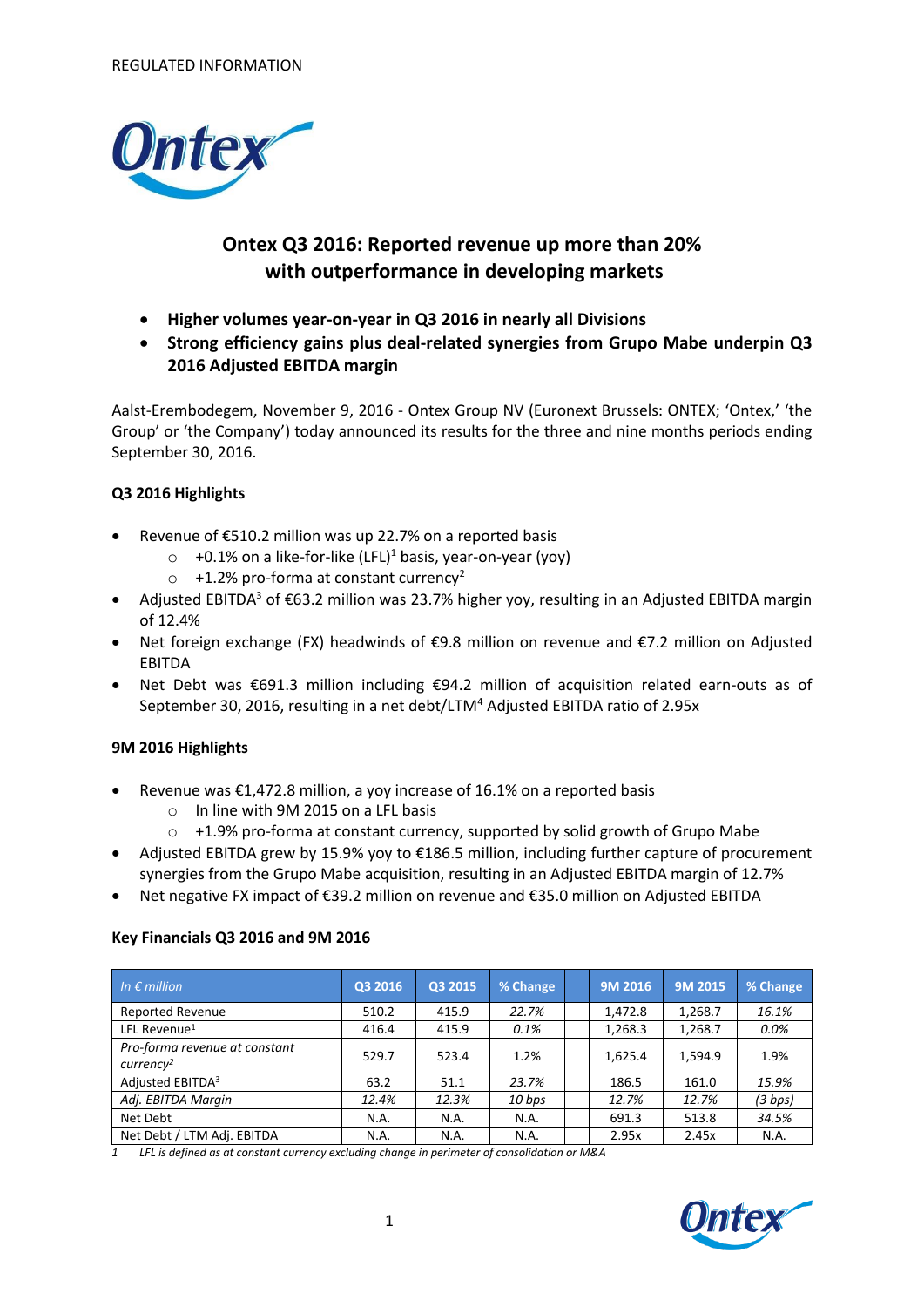REGULATED INFORMATION

# Ontex Q3 2016: Reported revenue up more than 20% with outperformance in developing markets

- **Higher volumes year-on-year in Q3 2016 in nearly all Divisions**
- **Strong efficiency gains plus deal-related synergies from Grupo Mabe underpin Q3 2016 Adjusted EBITDA margin**

Aalst-Erembodegem, November 9, 2016 - Ontex Group NV (Euronext Brussels: ONTEX; 'Ontex,' 'the Group' or 'the Company') today announced its results for the three and nine months periods ending September 30, 2016.

### Q3 2016 Highlights

- Revenue of €510.2 million was up 22.7% on a reported basis
  - +0.1% on a like-for-like (LFL)[1] basis, year-on-year (yoy)
  - +1.2% pro-forma at constant currency[2]
- Adjusted EBITDA[3] of €63.2 million was 23.7% higher yoy, resulting in an Adjusted EBITDA margin of 12.4%
- Net foreign exchange (FX) headwinds of €9.8 million on revenue and €7.2 million on Adjusted EBITDA
- Net Debt was €691.3 million including €94.2 million of acquisition related earn-outs as of September 30, 2016, resulting in a net debt/LTM[4] Adjusted EBITDA ratio of 2.95x

### 9M 2016 Highlights

- Revenue was €1,472.8 million, a yoy increase of 16.1% on a reported basis
  - In line with 9M 2015 on a LFL basis
  - +1.9% pro-forma at constant currency, supported by solid growth of Grupo Mabe
- Adjusted EBITDA grew by 15.9% yoy to €186.5 million, including further capture of procurement synergies from the Grupo Mabe acquisition, resulting in an Adjusted EBITDA margin of 12.7%
- Net negative FX impact of €39.2 million on revenue and €35.0 million on Adjusted EBITDA

### Key Financials Q3 2016 and 9M 2016

| *In € million* | Q3 2016 | Q3 2015 | % Change | | 9M 2016 | 9M 2015 | % Change |
|---|---|---|---|---|---|---|---|
| Reported Revenue | 510.2 | 415.9 | *22.7%* | | 1,472.8 | 1,268.7 | *16.1%* |
| LFL Revenue[1] | 416.4 | 415.9 | *0.1%* | | 1,268.3 | 1,268.7 | *0.0%* |
| *Pro-forma revenue at constant currency*[2] | 529.7 | 523.4 | 1.2% | | 1,625.4 | 1,594.9 | 1.9% |
| Adjusted EBITDA[3] | 63.2 | 51.1 | *23.7%* | | 186.5 | 161.0 | *15.9%* |
| *Adj. EBITDA Margin* | *12.4%* | *12.3%* | *10 bps* | | *12.7%* | *12.7%* | *(3 bps)* |
| Net Debt | N.A. | N.A. | N.A. | | 691.3 | 513.8 | *34.5%* |
| Net Debt / LTM Adj. EBITDA | N.A. | N.A. | N.A. | | 2.95x | 2.45x | N.A. |

*1 LFL is defined as at constant currency excluding change in perimeter of consolidation or M&A*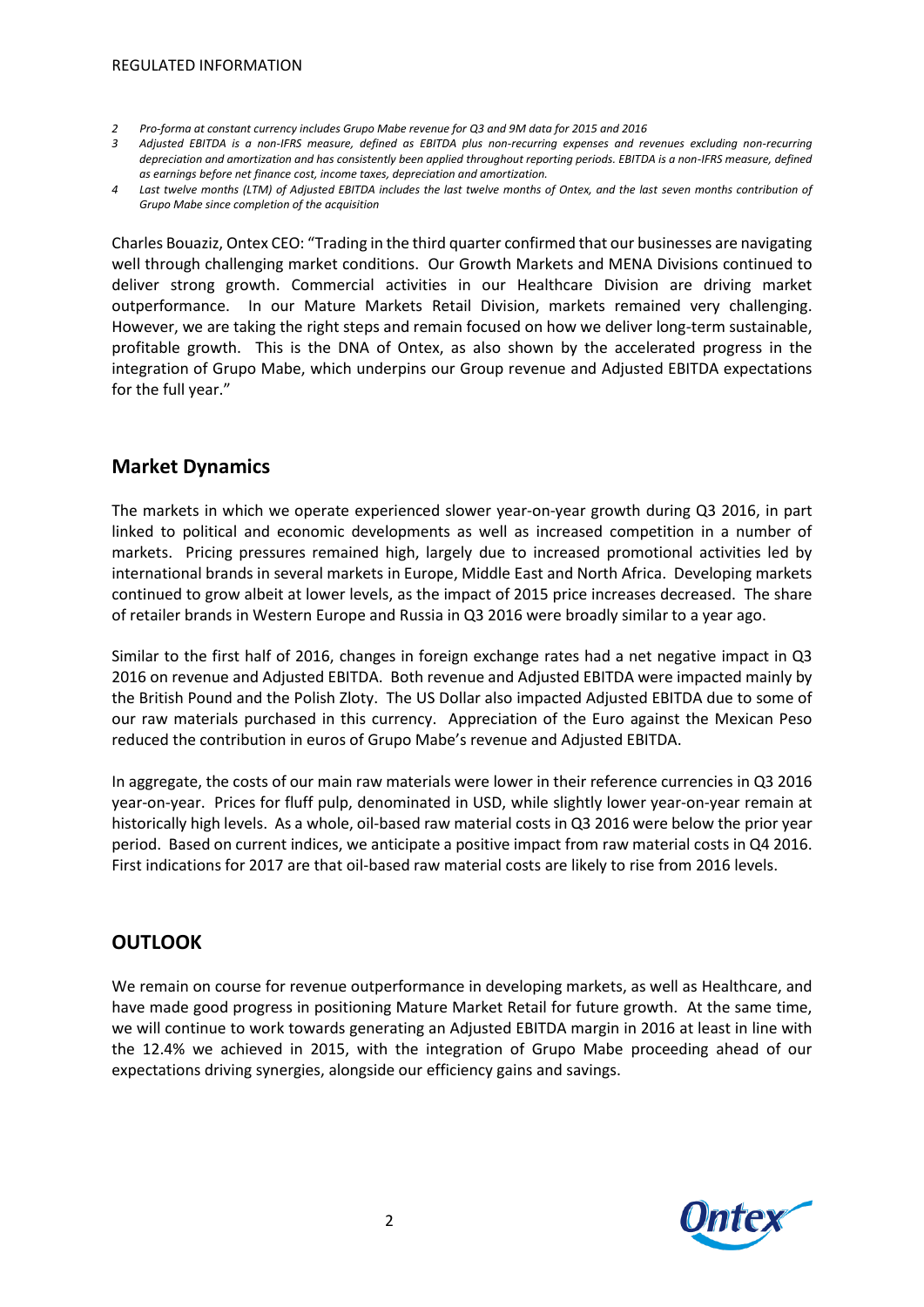*2 Pro-forma at constant currency includes Grupo Mabe revenue for Q3 and 9M data for 2015 and 2016*

*3 Adjusted EBITDA is a non-IFRS measure, defined as EBITDA plus non-recurring expenses and revenues excluding non-recurring depreciation and amortization and has consistently been applied throughout reporting periods. EBITDA is a non-IFRS measure, defined as earnings before net finance cost, income taxes, depreciation and amortization.*

*4 Last twelve months (LTM) of Adjusted EBITDA includes the last twelve months of Ontex, and the last seven months contribution of Grupo Mabe since completion of the acquisition*

Charles Bouaziz, Ontex CEO: "Trading in the third quarter confirmed that our businesses are navigating well through challenging market conditions. Our Growth Markets and MENA Divisions continued to deliver strong growth. Commercial activities in our Healthcare Division are driving market outperformance. In our Mature Markets Retail Division, markets remained very challenging. However, we are taking the right steps and remain focused on how we deliver long-term sustainable, profitable growth. This is the DNA of Ontex, as also shown by the accelerated progress in the integration of Grupo Mabe, which underpins our Group revenue and Adjusted EBITDA expectations for the full year."

## Market Dynamics

The markets in which we operate experienced slower year-on-year growth during Q3 2016, in part linked to political and economic developments as well as increased competition in a number of markets. Pricing pressures remained high, largely due to increased promotional activities led by international brands in several markets in Europe, Middle East and North Africa. Developing markets continued to grow albeit at lower levels, as the impact of 2015 price increases decreased. The share of retailer brands in Western Europe and Russia in Q3 2016 were broadly similar to a year ago.

Similar to the first half of 2016, changes in foreign exchange rates had a net negative impact in Q3 2016 on revenue and Adjusted EBITDA. Both revenue and Adjusted EBITDA were impacted mainly by the British Pound and the Polish Zloty. The US Dollar also impacted Adjusted EBITDA due to some of our raw materials purchased in this currency. Appreciation of the Euro against the Mexican Peso reduced the contribution in euros of Grupo Mabe's revenue and Adjusted EBITDA.

In aggregate, the costs of our main raw materials were lower in their reference currencies in Q3 2016 year-on-year. Prices for fluff pulp, denominated in USD, while slightly lower year-on-year remain at historically high levels. As a whole, oil-based raw material costs in Q3 2016 were below the prior year period. Based on current indices, we anticipate a positive impact from raw material costs in Q4 2016. First indications for 2017 are that oil-based raw material costs are likely to rise from 2016 levels.

## OUTLOOK

We remain on course for revenue outperformance in developing markets, as well as Healthcare, and have made good progress in positioning Mature Market Retail for future growth. At the same time, we will continue to work towards generating an Adjusted EBITDA margin in 2016 at least in line with the 12.4% we achieved in 2015, with the integration of Grupo Mabe proceeding ahead of our expectations driving synergies, alongside our efficiency gains and savings.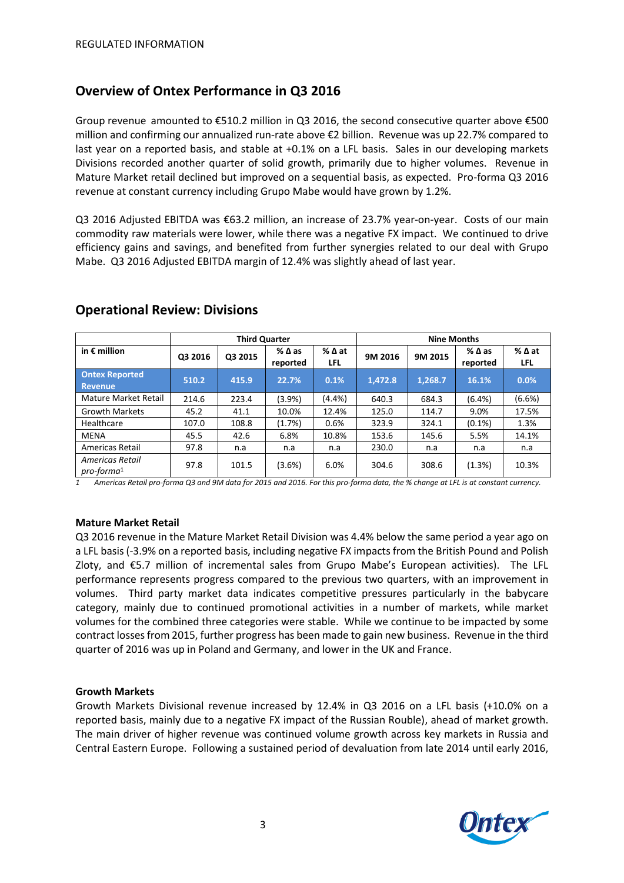REGULATED INFORMATION

## Overview of Ontex Performance in Q3 2016

Group revenue amounted to €510.2 million in Q3 2016, the second consecutive quarter above €500 million and confirming our annualized run-rate above €2 billion. Revenue was up 22.7% compared to last year on a reported basis, and stable at +0.1% on a LFL basis. Sales in our developing markets Divisions recorded another quarter of solid growth, primarily due to higher volumes. Revenue in Mature Market retail declined but improved on a sequential basis, as expected. Pro-forma Q3 2016 revenue at constant currency including Grupo Mabe would have grown by 1.2%.

Q3 2016 Adjusted EBITDA was €63.2 million, an increase of 23.7% year-on-year. Costs of our main commodity raw materials were lower, while there was a negative FX impact. We continued to drive efficiency gains and savings, and benefited from further synergies related to our deal with Grupo Mabe. Q3 2016 Adjusted EBITDA margin of 12.4% was slightly ahead of last year.

## Operational Review: Divisions

| | Third Quarter | | | | Nine Months | | | |
|---|---|---|---|---|---|---|---|---|
| **in € million** | **Q3 2016** | **Q3 2015** | **% Δ as reported** | **% Δ at LFL** | **9M 2016** | **9M 2015** | **% Δ as reported** | **% Δ at LFL** |
| **Ontex Reported Revenue** | **510.2** | **415.9** | **22.7%** | **0.1%** | **1,472.8** | **1,268.7** | **16.1%** | **0.0%** |
| Mature Market Retail | 214.6 | 223.4 | (3.9%) | (4.4%) | 640.3 | 684.3 | (6.4%) | (6.6%) |
| Growth Markets | 45.2 | 41.1 | 10.0% | 12.4% | 125.0 | 114.7 | 9.0% | 17.5% |
| Healthcare | 107.0 | 108.8 | (1.7%) | 0.6% | 323.9 | 324.1 | (0.1%) | 1.3% |
| MENA | 45.5 | 42.6 | 6.8% | 10.8% | 153.6 | 145.6 | 5.5% | 14.1% |
| Americas Retail | 97.8 | n.a | n.a | n.a | 230.0 | n.a | n.a | n.a |
| *Americas Retail pro-forma*[1] | 97.8 | 101.5 | (3.6%) | 6.0% | 304.6 | 308.6 | (1.3%) | 10.3% |

*1 Americas Retail pro-forma Q3 and 9M data for 2015 and 2016. For this pro-forma data, the % change at LFL is at constant currency.*

**Mature Market Retail**

Q3 2016 revenue in the Mature Market Retail Division was 4.4% below the same period a year ago on a LFL basis (-3.9% on a reported basis, including negative FX impacts from the British Pound and Polish Zloty, and €5.7 million of incremental sales from Grupo Mabe's European activities). The LFL performance represents progress compared to the previous two quarters, with an improvement in volumes. Third party market data indicates competitive pressures particularly in the babycare category, mainly due to continued promotional activities in a number of markets, while market volumes for the combined three categories were stable. While we continue to be impacted by some contract losses from 2015, further progress has been made to gain new business. Revenue in the third quarter of 2016 was up in Poland and Germany, and lower in the UK and France.

**Growth Markets**

Growth Markets Divisional revenue increased by 12.4% in Q3 2016 on a LFL basis (+10.0% on a reported basis, mainly due to a negative FX impact of the Russian Rouble), ahead of market growth. The main driver of higher revenue was continued volume growth across key markets in Russia and Central Eastern Europe. Following a sustained period of devaluation from late 2014 until early 2016,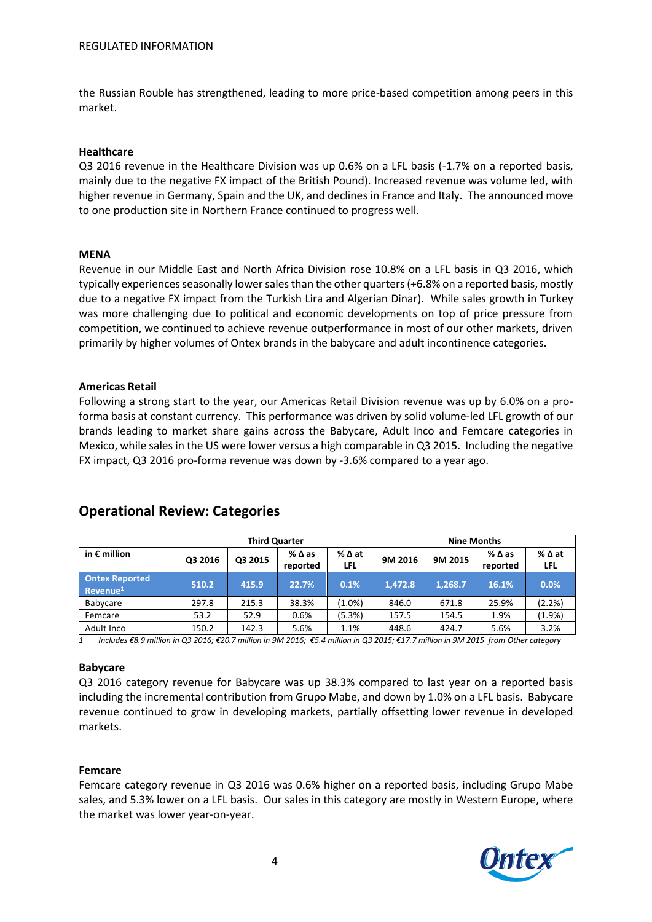the Russian Rouble has strengthened, leading to more price-based competition among peers in this market.

**Healthcare**

Q3 2016 revenue in the Healthcare Division was up 0.6% on a LFL basis (-1.7% on a reported basis, mainly due to the negative FX impact of the British Pound). Increased revenue was volume led, with higher revenue in Germany, Spain and the UK, and declines in France and Italy. The announced move to one production site in Northern France continued to progress well.

**MENA**

Revenue in our Middle East and North Africa Division rose 10.8% on a LFL basis in Q3 2016, which typically experiences seasonally lower sales than the other quarters (+6.8% on a reported basis, mostly due to a negative FX impact from the Turkish Lira and Algerian Dinar). While sales growth in Turkey was more challenging due to political and economic developments on top of price pressure from competition, we continued to achieve revenue outperformance in most of our other markets, driven primarily by higher volumes of Ontex brands in the babycare and adult incontinence categories.

**Americas Retail**

Following a strong start to the year, our Americas Retail Division revenue was up by 6.0% on a pro-forma basis at constant currency. This performance was driven by solid volume-led LFL growth of our brands leading to market share gains across the Babycare, Adult Inco and Femcare categories in Mexico, while sales in the US were lower versus a high comparable in Q3 2015. Including the negative FX impact, Q3 2016 pro-forma revenue was down by -3.6% compared to a year ago.

## Operational Review: Categories

| in € million | Third Quarter | | | | Nine Months | | | |
|---|---|---|---|---|---|---|---|---|
| | Q3 2016 | Q3 2015 | % Δ as reported | % Δ at LFL | 9M 2016 | 9M 2015 | % Δ as reported | % Δ at LFL |
| **Ontex Reported Revenue[1]** | **510.2** | **415.9** | **22.7%** | **0.1%** | **1,472.8** | **1,268.7** | **16.1%** | **0.0%** |
| Babycare | 297.8 | 215.3 | 38.3% | (1.0%) | 846.0 | 671.8 | 25.9% | (2.2%) |
| Femcare | 53.2 | 52.9 | 0.6% | (5.3%) | 157.5 | 154.5 | 1.9% | (1.9%) |
| Adult Inco | 150.2 | 142.3 | 5.6% | 1.1% | 448.6 | 424.7 | 5.6% | 3.2% |

*1 Includes €8.9 million in Q3 2016; €20.7 million in 9M 2016; €5.4 million in Q3 2015; €17.7 million in 9M 2015 from Other category*

**Babycare**

Q3 2016 category revenue for Babycare was up 38.3% compared to last year on a reported basis including the incremental contribution from Grupo Mabe, and down by 1.0% on a LFL basis. Babycare revenue continued to grow in developing markets, partially offsetting lower revenue in developed markets.

**Femcare**

Femcare category revenue in Q3 2016 was 0.6% higher on a reported basis, including Grupo Mabe sales, and 5.3% lower on a LFL basis. Our sales in this category are mostly in Western Europe, where the market was lower year-on-year.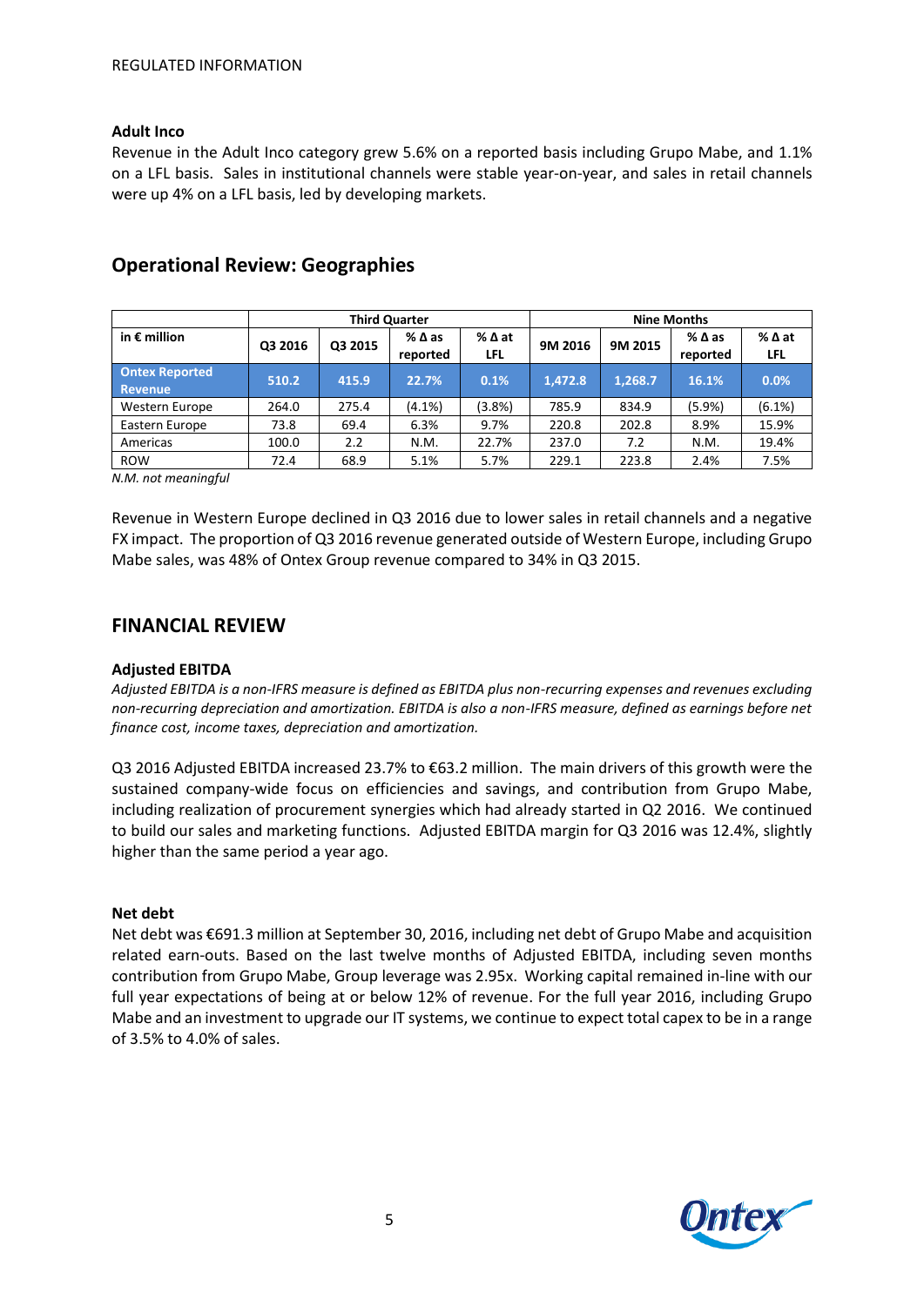### Adult Inco

Revenue in the Adult Inco category grew 5.6% on a reported basis including Grupo Mabe, and 1.1% on a LFL basis. Sales in institutional channels were stable year-on-year, and sales in retail channels were up 4% on a LFL basis, led by developing markets.

## Operational Review: Geographies

| | Third Quarter | | | | Nine Months | | | |
|---|---|---|---|---|---|---|---|---|
| in € million | Q3 2016 | Q3 2015 | % Δ as reported | % Δ at LFL | 9M 2016 | 9M 2015 | % Δ as reported | % Δ at LFL |
| **Ontex Reported Revenue** | **510.2** | **415.9** | **22.7%** | **0.1%** | **1,472.8** | **1,268.7** | **16.1%** | **0.0%** |
| Western Europe | 264.0 | 275.4 | (4.1%) | (3.8%) | 785.9 | 834.9 | (5.9%) | (6.1%) |
| Eastern Europe | 73.8 | 69.4 | 6.3% | 9.7% | 220.8 | 202.8 | 8.9% | 15.9% |
| Americas | 100.0 | 2.2 | N.M. | 22.7% | 237.0 | 7.2 | N.M. | 19.4% |
| ROW | 72.4 | 68.9 | 5.1% | 5.7% | 229.1 | 223.8 | 2.4% | 7.5% |

*N.M. not meaningful*

Revenue in Western Europe declined in Q3 2016 due to lower sales in retail channels and a negative FX impact. The proportion of Q3 2016 revenue generated outside of Western Europe, including Grupo Mabe sales, was 48% of Ontex Group revenue compared to 34% in Q3 2015.

## FINANCIAL REVIEW

### Adjusted EBITDA

*Adjusted EBITDA is a non-IFRS measure is defined as EBITDA plus non-recurring expenses and revenues excluding non-recurring depreciation and amortization. EBITDA is also a non-IFRS measure, defined as earnings before net finance cost, income taxes, depreciation and amortization.*

Q3 2016 Adjusted EBITDA increased 23.7% to €63.2 million. The main drivers of this growth were the sustained company-wide focus on efficiencies and savings, and contribution from Grupo Mabe, including realization of procurement synergies which had already started in Q2 2016. We continued to build our sales and marketing functions. Adjusted EBITDA margin for Q3 2016 was 12.4%, slightly higher than the same period a year ago.

### Net debt

Net debt was €691.3 million at September 30, 2016, including net debt of Grupo Mabe and acquisition related earn-outs. Based on the last twelve months of Adjusted EBITDA, including seven months contribution from Grupo Mabe, Group leverage was 2.95x. Working capital remained in-line with our full year expectations of being at or below 12% of revenue. For the full year 2016, including Grupo Mabe and an investment to upgrade our IT systems, we continue to expect total capex to be in a range of 3.5% to 4.0% of sales.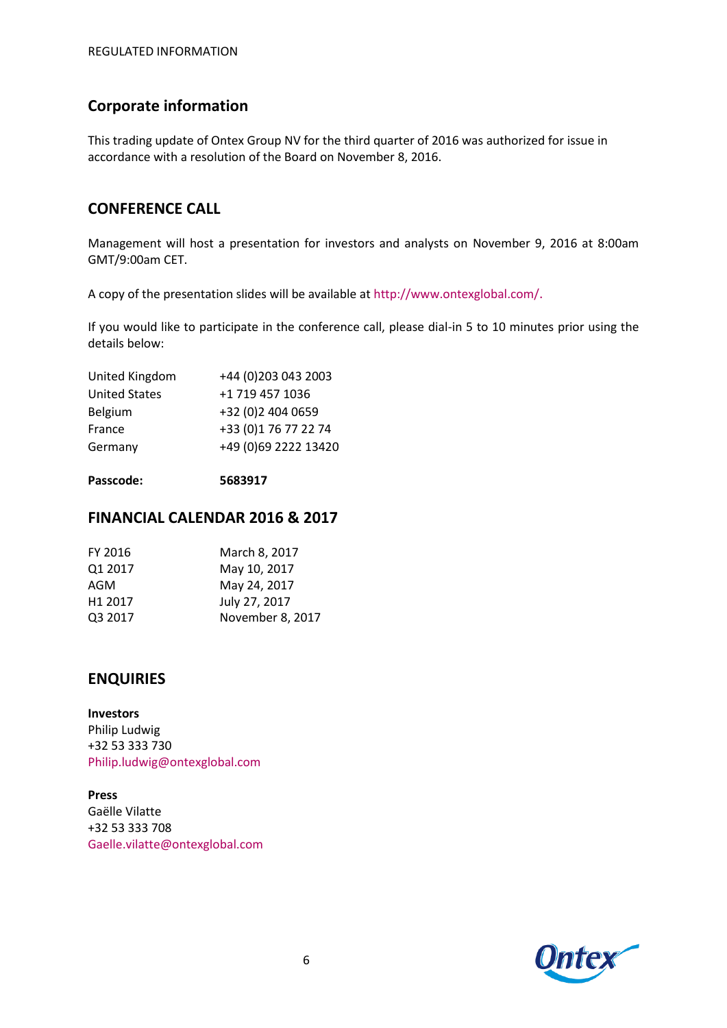REGULATED INFORMATION

## Corporate information

This trading update of Ontex Group NV for the third quarter of 2016 was authorized for issue in accordance with a resolution of the Board on November 8, 2016.

## CONFERENCE CALL

Management will host a presentation for investors and analysts on November 9, 2016 at 8:00am GMT/9:00am CET.

A copy of the presentation slides will be available at http://www.ontexglobal.com/.

If you would like to participate in the conference call, please dial-in 5 to 10 minutes prior using the details below:

| | |
|---|---|
| United Kingdom | +44 (0)203 043 2003 |
| United States | +1 719 457 1036 |
| Belgium | +32 (0)2 404 0659 |
| France | +33 (0)1 76 77 22 74 |
| Germany | +49 (0)69 2222 13420 |

**Passcode:** **5683917**

## FINANCIAL CALENDAR 2016 & 2017

| | |
|---|---|
| FY 2016 | March 8, 2017 |
| Q1 2017 | May 10, 2017 |
| AGM | May 24, 2017 |
| H1 2017 | July 27, 2017 |
| Q3 2017 | November 8, 2017 |

## ENQUIRIES

**Investors**
Philip Ludwig
+32 53 333 730
Philip.ludwig@ontexglobal.com

**Press**
Gaëlle Vilatte
+32 53 333 708
Gaelle.vilatte@ontexglobal.com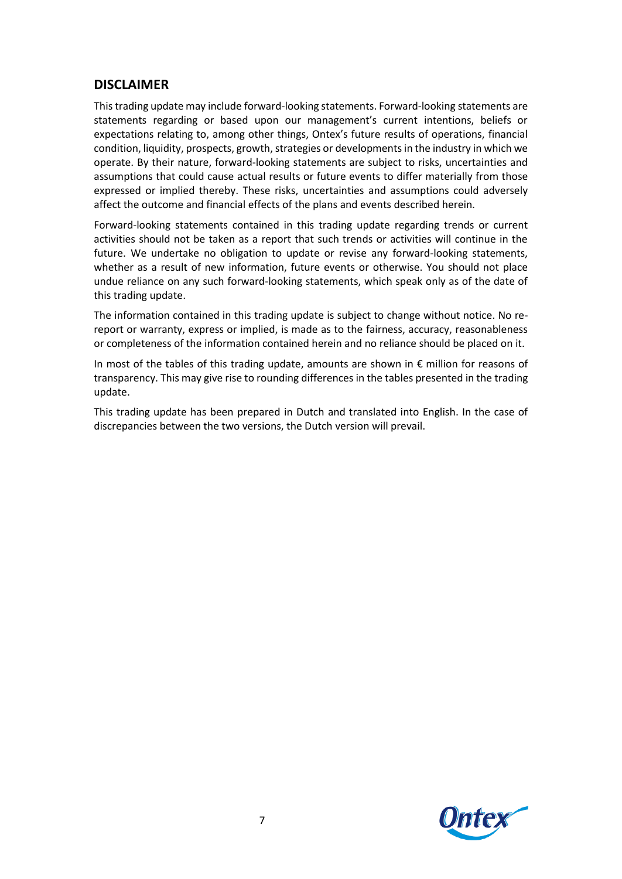## DISCLAIMER

This trading update may include forward-looking statements. Forward-looking statements are statements regarding or based upon our management's current intentions, beliefs or expectations relating to, among other things, Ontex's future results of operations, financial condition, liquidity, prospects, growth, strategies or developments in the industry in which we operate. By their nature, forward-looking statements are subject to risks, uncertainties and assumptions that could cause actual results or future events to differ materially from those expressed or implied thereby. These risks, uncertainties and assumptions could adversely affect the outcome and financial effects of the plans and events described herein.

Forward-looking statements contained in this trading update regarding trends or current activities should not be taken as a report that such trends or activities will continue in the future. We undertake no obligation to update or revise any forward-looking statements, whether as a result of new information, future events or otherwise. You should not place undue reliance on any such forward-looking statements, which speak only as of the date of this trading update.

The information contained in this trading update is subject to change without notice. No re-report or warranty, express or implied, is made as to the fairness, accuracy, reasonableness or completeness of the information contained herein and no reliance should be placed on it.

In most of the tables of this trading update, amounts are shown in € million for reasons of transparency. This may give rise to rounding differences in the tables presented in the trading update.

This trading update has been prepared in Dutch and translated into English. In the case of discrepancies between the two versions, the Dutch version will prevail.